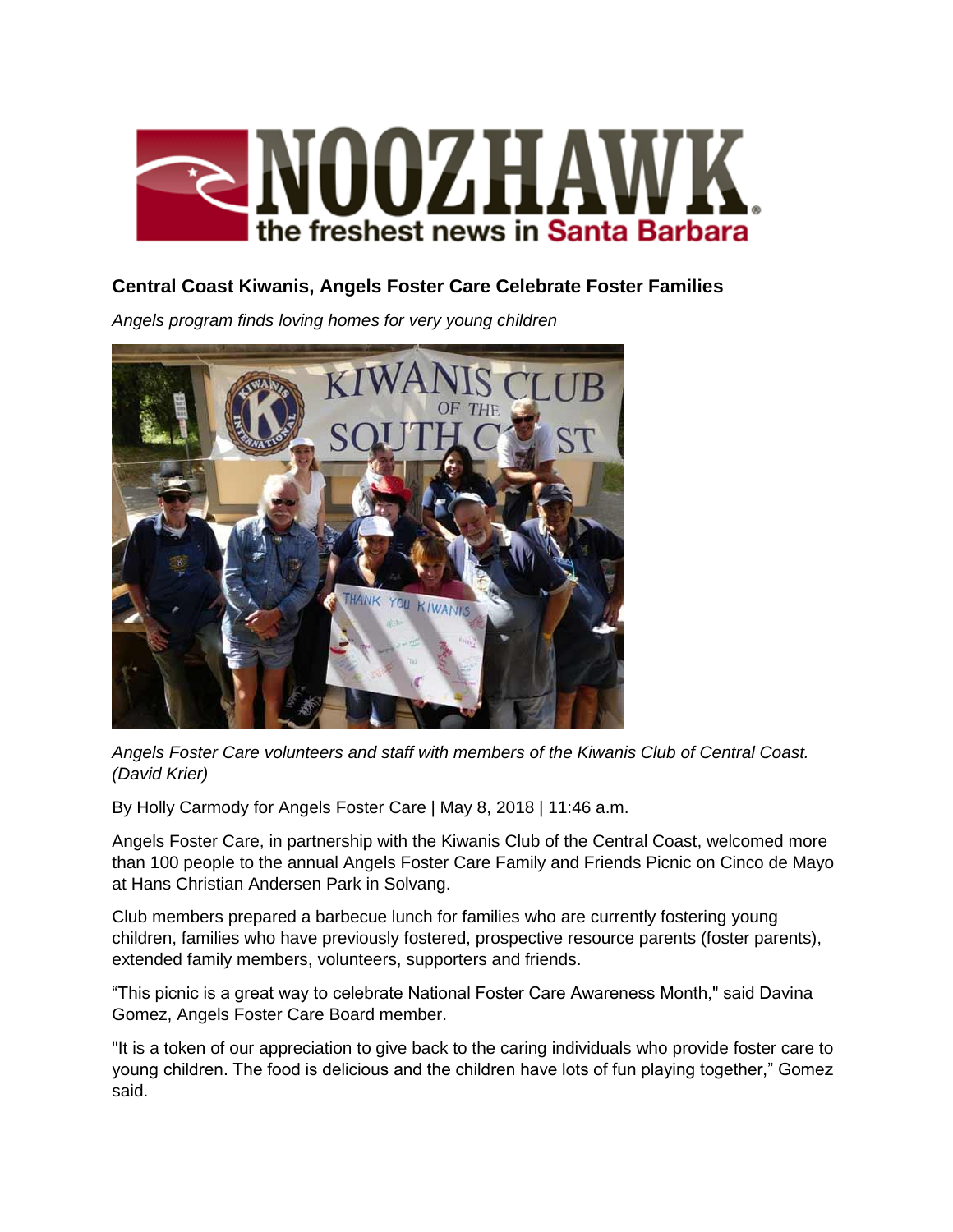**Central Coast Kiwanis, Angels Foster Care Celebrate Foster Families**

*Angels program finds loving homes for very young children*

*Angels Foster Care volunteers and staff with members of the Kiwanis Club of Central Coast. (David Krier)*

By Holly Carmody for Angels Foster Care | May 8, 2018 | 11:46 a.m.

Angels Foster Care, in partnership with the Kiwanis Club of the Central Coast, welcomed more than 100 people to the annual Angels Foster Care Family and Friends Picnic on Cinco de Mayo at Hans Christian Andersen Park in Solvang.

Club members prepared a barbecue lunch for families who are currently fostering young children, families who have previously fostered, prospective resource parents (foster parents), extended family members, volunteers, supporters and friends.

“This picnic is a great way to celebrate National Foster Care Awareness Month," said Davina Gomez, Angels Foster Care Board member.

"It is a token of our appreciation to give back to the caring individuals who provide foster care to young children. The food is delicious and the children have lots of fun playing together,” Gomez said.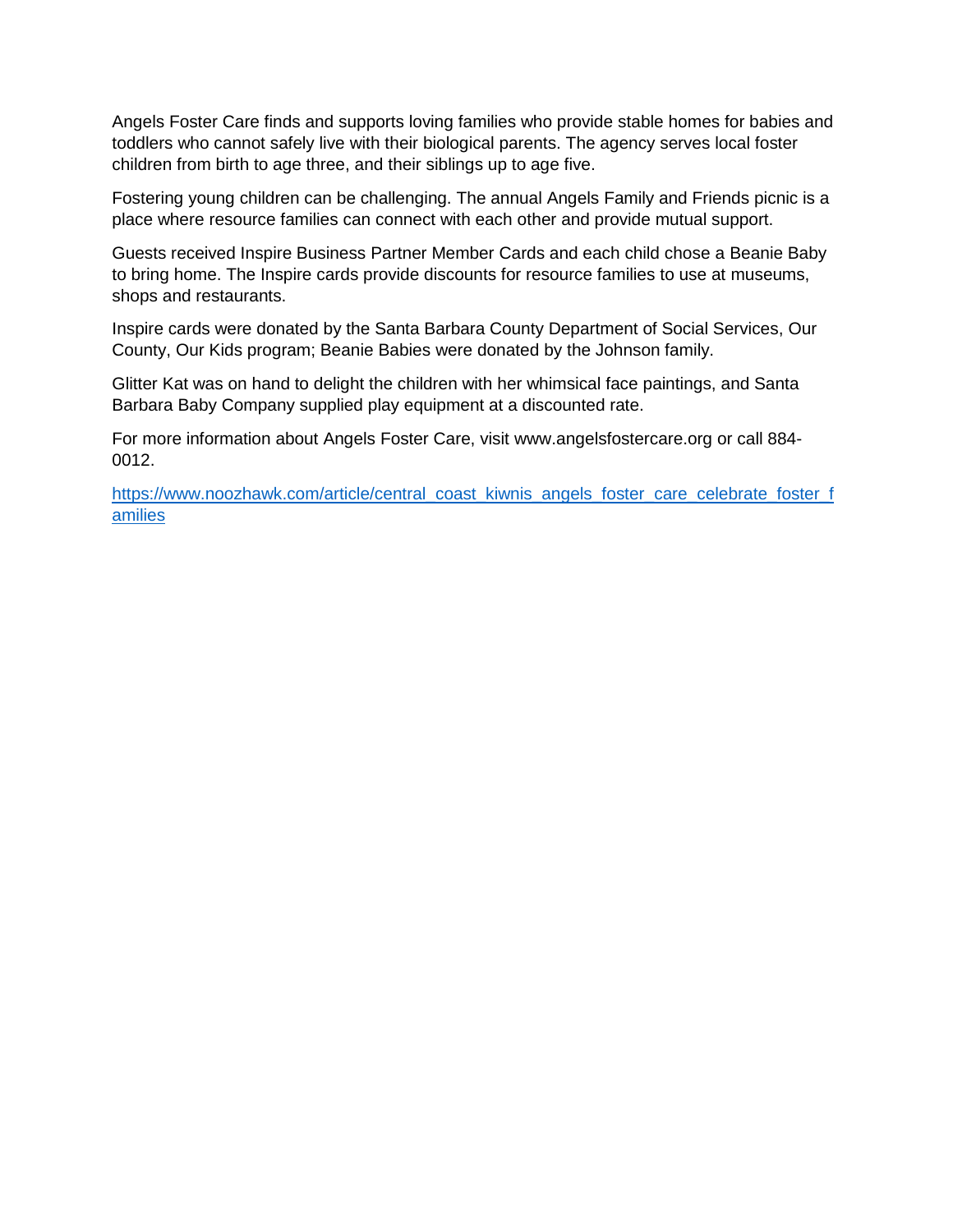Angels Foster Care finds and supports loving families who provide stable homes for babies and toddlers who cannot safely live with their biological parents. The agency serves local foster children from birth to age three, and their siblings up to age five.

Fostering young children can be challenging. The annual Angels Family and Friends picnic is a place where resource families can connect with each other and provide mutual support.

Guests received Inspire Business Partner Member Cards and each child chose a Beanie Baby to bring home. The Inspire cards provide discounts for resource families to use at museums, shops and restaurants.

Inspire cards were donated by the Santa Barbara County Department of Social Services, Our County, Our Kids program; Beanie Babies were donated by the Johnson family.

Glitter Kat was on hand to delight the children with her whimsical face paintings, and Santa Barbara Baby Company supplied play equipment at a discounted rate.

For more information about Angels Foster Care, visit www.angelsfostercare.org or call 884-0012.

https://www.noozhawk.com/article/central_coast_kiwnis_angels_foster_care_celebrate_foster_families